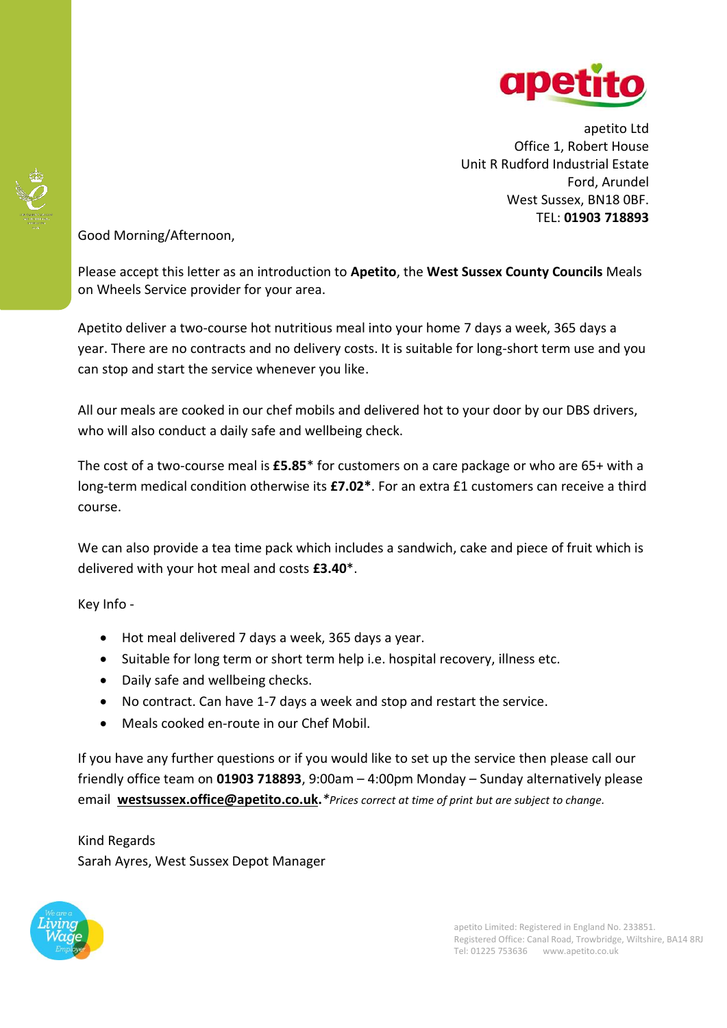apetito

apetito Ltd
Office 1, Robert House
Unit R Rudford Industrial Estate
Ford, Arundel
West Sussex, BN18 0BF.
TEL: **01903 718893**

Good Morning/Afternoon,

Please accept this letter as an introduction to **Apetito**, the **West Sussex County Councils** Meals on Wheels Service provider for your area.

Apetito deliver a two-course hot nutritious meal into your home 7 days a week, 365 days a year. There are no contracts and no delivery costs. It is suitable for long-short term use and you can stop and start the service whenever you like.

All our meals are cooked in our chef mobils and delivered hot to your door by our DBS drivers, who will also conduct a daily safe and wellbeing check.

The cost of a two-course meal is **£5.85*** for customers on a care package or who are 65+ with a long-term medical condition otherwise its **£7.02***. For an extra £1 customers can receive a third course.

We can also provide a tea time pack which includes a sandwich, cake and piece of fruit which is delivered with your hot meal and costs **£3.40***.

Key Info -

- Hot meal delivered 7 days a week, 365 days a year.
- Suitable for long term or short term help i.e. hospital recovery, illness etc.
- Daily safe and wellbeing checks.
- No contract. Can have 1-7 days a week and stop and restart the service.
- Meals cooked en-route in our Chef Mobil.

If you have any further questions or if you would like to set up the service then please call our friendly office team on **01903 718893**, 9:00am – 4:00pm Monday – Sunday alternatively please email **westsussex.office@apetito.co.uk**. *\*Prices correct at time of print but are subject to change.*

Kind Regards
Sarah Ayres, West Sussex Depot Manager

We are a Living Wage Employer

apetito Limited: Registered in England No. 233851.
Registered Office: Canal Road, Trowbridge, Wiltshire, BA14 8RJ
Tel: 01225 753636 www.apetito.co.uk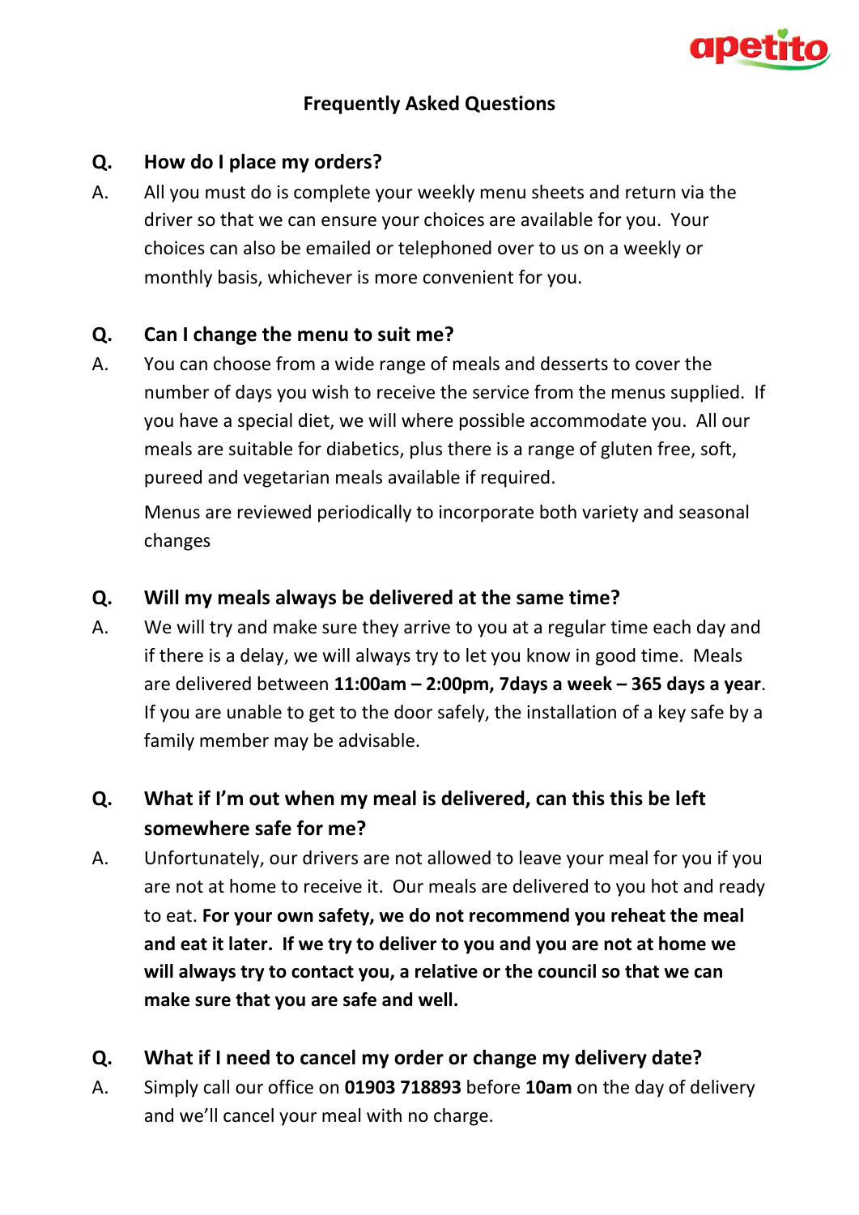## Frequently Asked Questions

**Q. How do I place my orders?**

A. All you must do is complete your weekly menu sheets and return via the driver so that we can ensure your choices are available for you. Your choices can also be emailed or telephoned over to us on a weekly or monthly basis, whichever is more convenient for you.

**Q. Can I change the menu to suit me?**

A. You can choose from a wide range of meals and desserts to cover the number of days you wish to receive the service from the menus supplied. If you have a special diet, we will where possible accommodate you. All our meals are suitable for diabetics, plus there is a range of gluten free, soft, pureed and vegetarian meals available if required.

Menus are reviewed periodically to incorporate both variety and seasonal changes

**Q. Will my meals always be delivered at the same time?**

A. We will try and make sure they arrive to you at a regular time each day and if there is a delay, we will always try to let you know in good time. Meals are delivered between **11:00am – 2:00pm, 7days a week – 365 days a year**. If you are unable to get to the door safely, the installation of a key safe by a family member may be advisable.

**Q. What if I'm out when my meal is delivered, can this this be left somewhere safe for me?**

A. Unfortunately, our drivers are not allowed to leave your meal for you if you are not at home to receive it. Our meals are delivered to you hot and ready to eat. **For your own safety, we do not recommend you reheat the meal and eat it later. If we try to deliver to you and you are not at home we will always try to contact you, a relative or the council so that we can make sure that you are safe and well.**

**Q. What if I need to cancel my order or change my delivery date?**

A. Simply call our office on **01903 718893** before **10am** on the day of delivery and we'll cancel your meal with no charge.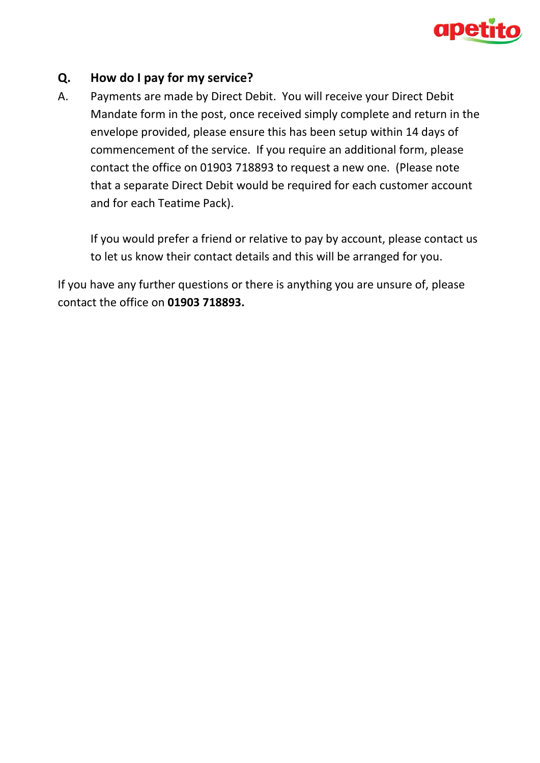**Q. How do I pay for my service?**

A. Payments are made by Direct Debit. You will receive your Direct Debit Mandate form in the post, once received simply complete and return in the envelope provided, please ensure this has been setup within 14 days of commencement of the service. If you require an additional form, please contact the office on 01903 718893 to request a new one. (Please note that a separate Direct Debit would be required for each customer account and for each Teatime Pack).

If you would prefer a friend or relative to pay by account, please contact us to let us know their contact details and this will be arranged for you.

If you have any further questions or there is anything you are unsure of, please contact the office on **01903 718893.**